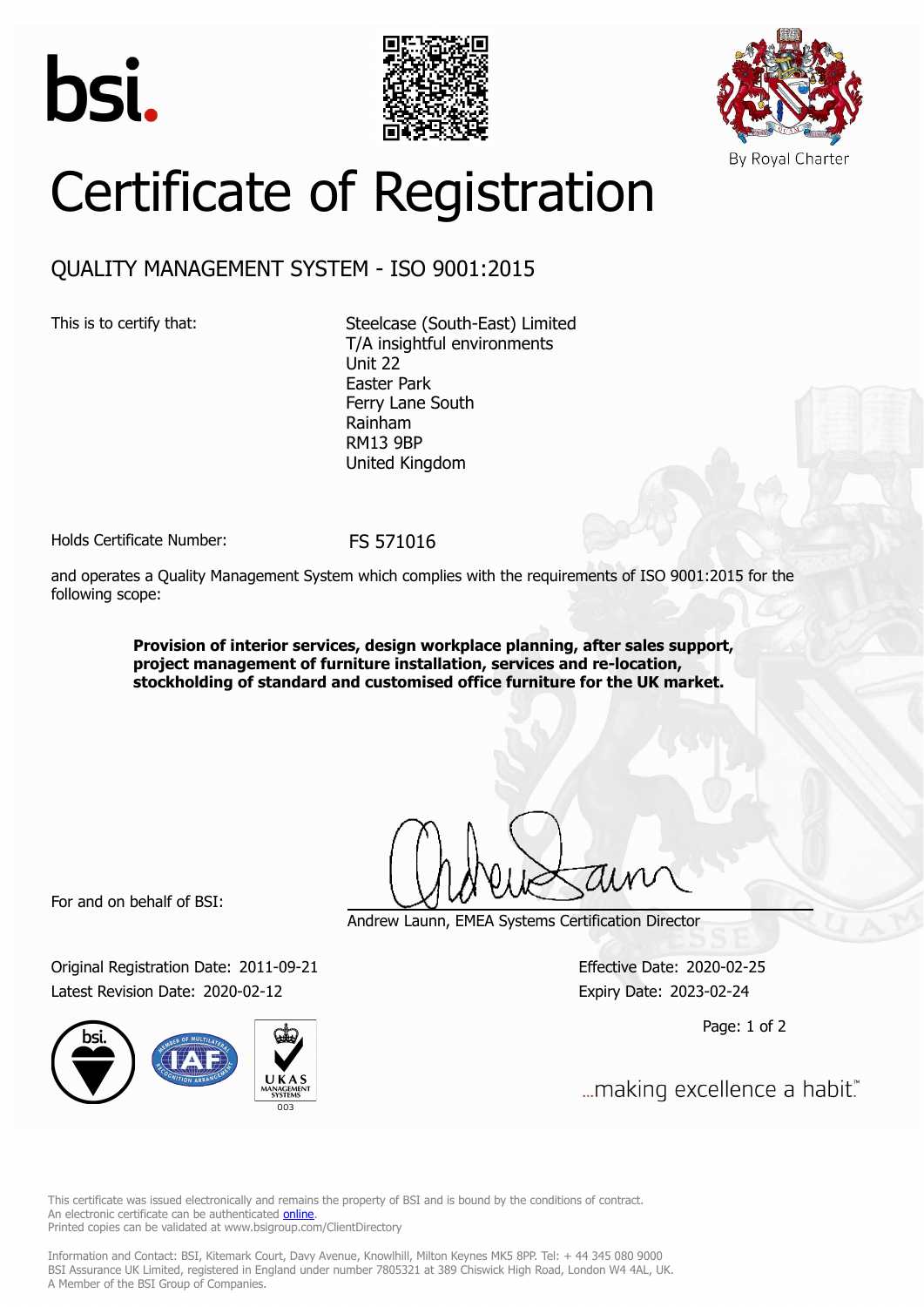bsi.

By Royal Charter

# Certificate of Registration

## QUALITY MANAGEMENT SYSTEM - ISO 9001:2015

This is to certify that:

Steelcase (South-East) Limited
T/A insightful environments
Unit 22
Easter Park
Ferry Lane South
Rainham
RM13 9BP
United Kingdom

Holds Certificate Number: FS 571016

and operates a Quality Management System which complies with the requirements of ISO 9001:2015 for the following scope:

**Provision of interior services, design workplace planning, after sales support, project management of furniture installation, services and re-location, stockholding of standard and customised office furniture for the UK market.**

For and on behalf of BSI:

Andrew Launn, EMEA Systems Certification Director

Original Registration Date: 2011-09-21
Latest Revision Date: 2020-02-12

Effective Date: 2020-02-25
Expiry Date: 2023-02-24

...making excellence a habit.™

This certificate was issued electronically and remains the property of BSI and is bound by the conditions of contract.
An electronic certificate can be authenticated online.
Printed copies can be validated at www.bsigroup.com/ClientDirectory

Information and Contact: BSI, Kitemark Court, Davy Avenue, Knowlhill, Milton Keynes MK5 8PP. Tel: + 44 345 080 9000
BSI Assurance UK Limited, registered in England under number 7805321 at 389 Chiswick High Road, London W4 4AL, UK.
A Member of the BSI Group of Companies.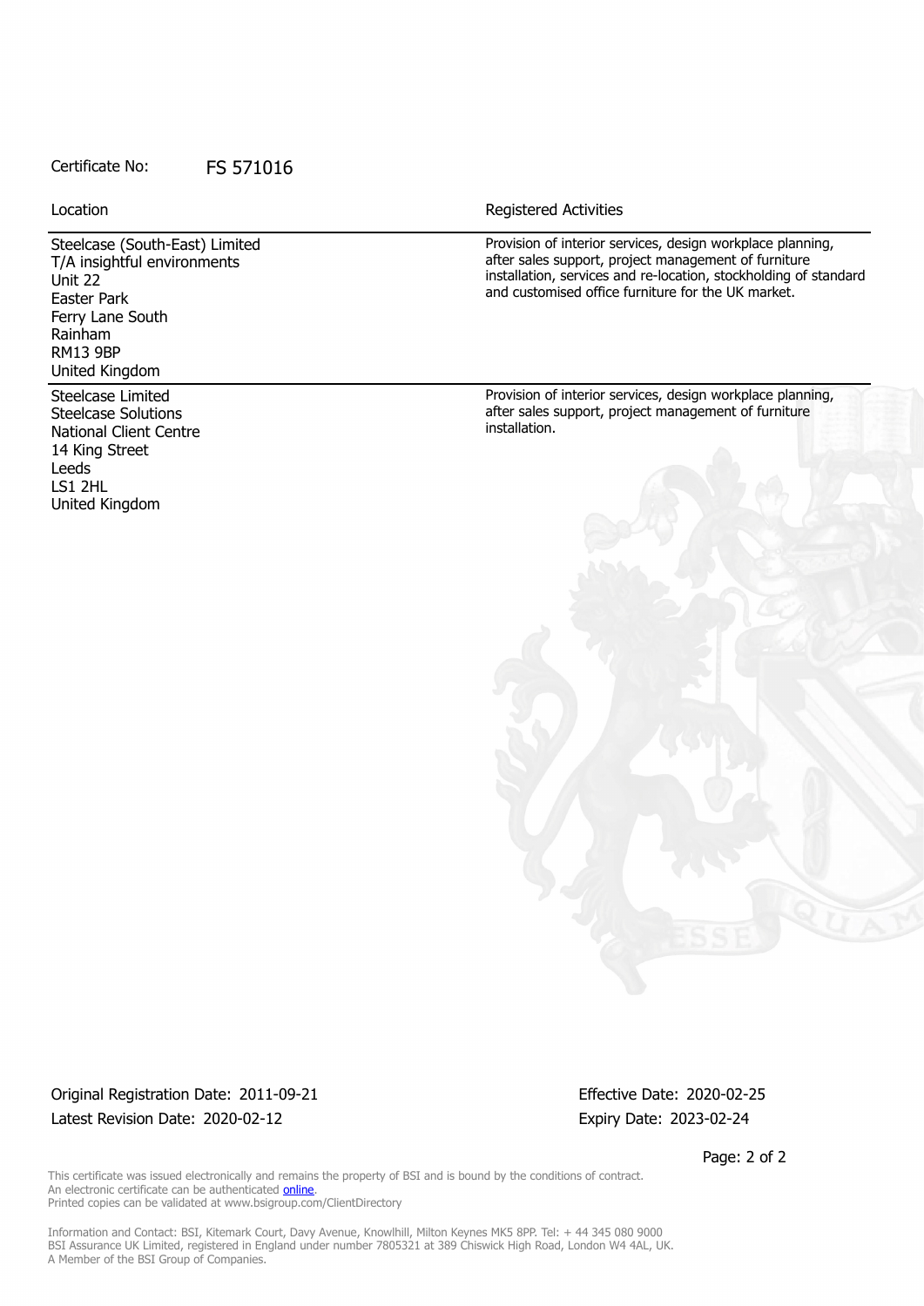Certificate No: FS 571016

| Location | Registered Activities |
| --- | --- |
| Steelcase (South-East) Limited<br>T/A insightful environments<br>Unit 22<br>Easter Park<br>Ferry Lane South<br>Rainham<br>RM13 9BP<br>United Kingdom | Provision of interior services, design workplace planning, after sales support, project management of furniture installation, services and re-location, stockholding of standard and customised office furniture for the UK market. |
| Steelcase Limited<br>Steelcase Solutions<br>National Client Centre<br>14 King Street<br>Leeds<br>LS1 2HL<br>United Kingdom | Provision of interior services, design workplace planning, after sales support, project management of furniture installation. |

Original Registration Date: 2011-09-21

Latest Revision Date: 2020-02-12

Effective Date: 2020-02-25

Expiry Date: 2023-02-24

This certificate was issued electronically and remains the property of BSI and is bound by the conditions of contract.
An electronic certificate can be authenticated online.
Printed copies can be validated at www.bsigroup.com/ClientDirectory

Information and Contact: BSI, Kitemark Court, Davy Avenue, Knowlhill, Milton Keynes MK5 8PP. Tel: + 44 345 080 9000
BSI Assurance UK Limited, registered in England under number 7805321 at 389 Chiswick High Road, London W4 4AL, UK.
A Member of the BSI Group of Companies.